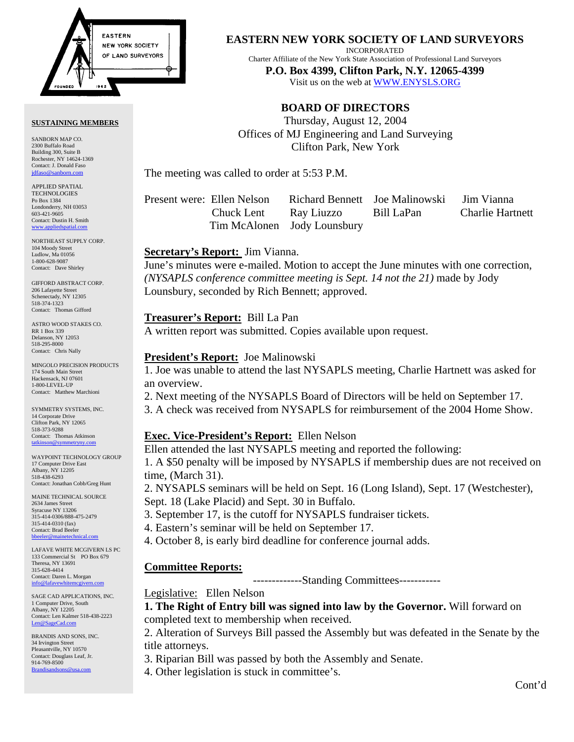# EASTERN NEW YORK SOCIETY OF LAND SURVEYORS

INCORPORATED

Charter Affiliate of the New York State Association of Professional Land Surveyors

**P.O. Box 4399, Clifton Park, N.Y. 12065-4399**

Visit us on the web at WWW.ENYSLS.ORG

## BOARD OF DIRECTORS

Thursday, August 12, 2004

Offices of MJ Engineering and Land Surveying

Clifton Park, New York

The meeting was called to order at 5:53 P.M.

Present were: Ellen Nelson, Richard Bennett, Joe Malinowski, Jim Vianna, Chuck Lent, Ray Liuzzo, Bill LaPan, Charlie Hartnett, Tim McAlonen, Jody Lounsbury

**Secretary's Report:** Jim Vianna.

June's minutes were e-mailed. Motion to accept the June minutes with one correction, *(NYSAPLS conference committee meeting is Sept. 14 not the 21)* made by Jody Lounsbury, seconded by Rich Bennett; approved.

**Treasurer's Report:** Bill La Pan

A written report was submitted. Copies available upon request.

**President's Report:** Joe Malinowski

1. Joe was unable to attend the last NYSAPLS meeting, Charlie Hartnett was asked for an overview.
2. Next meeting of the NYSAPLS Board of Directors will be held on September 17.
3. A check was received from NYSAPLS for reimbursement of the 2004 Home Show.

**Exec. Vice-President's Report:** Ellen Nelson

Ellen attended the last NYSAPLS meeting and reported the following:

1. A $50 penalty will be imposed by NYSAPLS if membership dues are not received on time, (March 31).
2. NYSAPLS seminars will be held on Sept. 16 (Long Island), Sept. 17 (Westchester), Sept. 18 (Lake Placid) and Sept. 30 in Buffalo.
3. September 17, is the cutoff for NYSAPLS fundraiser tickets.
4. Eastern's seminar will be held on September 17.
4. October 8, is early bird deadline for conference journal adds.

**Committee Reports:**

-------------Standing Committees-----------

Legislative: Ellen Nelson

1. **The Right of Entry bill was signed into law by the Governor.** Will forward on completed text to membership when received.
2. Alteration of Surveys Bill passed the Assembly but was defeated in the Senate by the title attorneys.
3. Riparian Bill was passed by both the Assembly and Senate.
4. Other legislation is stuck in committee's.

Cont'd

**SUSTAINING MEMBERS**

SANBORN MAP CO.
2300 Buffalo Road
Building 300, Suite B
Rochester, NY 14624-1369
Contact: J. Donald Faso
jdfaso@sanborn.com

APPLIED SPATIAL TECHNOLOGIES
Po Box 1384
Londonderry, NH 03053
603-421-9605
Contact: Dustin H. Smith
www.appliedspatial.com

NORTHEAST SUPPLY CORP.
104 Moody Street
Ludlow, Ma 01056
1-800-628-9087
Contact: Dave Shirley

GIFFORD ABSTRACT CORP.
206 Lafayette Street
Schenectady, NY 12305
518-374-1323
Contact: Thomas Gifford

ASTRO WOOD STAKES CO.
RR 1 Box 339
Delanson, NY 12053
518-295-8000
Contact: Chris Nally

MINGOLO PRECISION PRODUCTS
174 South Main Street
Hackensack, NJ 07601
1-800-LEVEL-UP
Contact: Matthew Marchioni

SYMMETRY SYSTEMS, INC.
14 Corporate Drive
Clifton Park, NY 12065
518-373-9288
Contact: Thomas Atkinson
tatkinson@symmetryny.com

WAYPOINT TECHNOLOGY GROUP
17 Computer Drive East
Albany, NY 12205
518-438-6293
Contact: Jonathan Cobb/Greg Hunt

MAINE TECHNICAL SOURCE
2634 James Street
Syracuse NY 13206
315-414-0306/888-475-2479
315-414-0310 (fax)
Contact: Brad Beeler
bbeeler@mainetechnical.com

LAFAVE WHITE MCGIVERN LS PC
133 Commercial St PO Box 679
Theresa, NY 13691
315-628-4414
Contact: Daren L. Morgan
info@lafavewhitemcgivern.com

SAGE CAD APPLICATIONS, INC.
1 Computer Drive, South
Albany, NY 12205
Contact: Len Kalmer 518-438-2223
Len@SageCad.com

BRANDIS AND SONS, INC.
34 Irvington Street
Pleasantville, NY 10570
Contact: Douglass Leaf, Jr.
914-769-8500
Brandisandsons@usa.com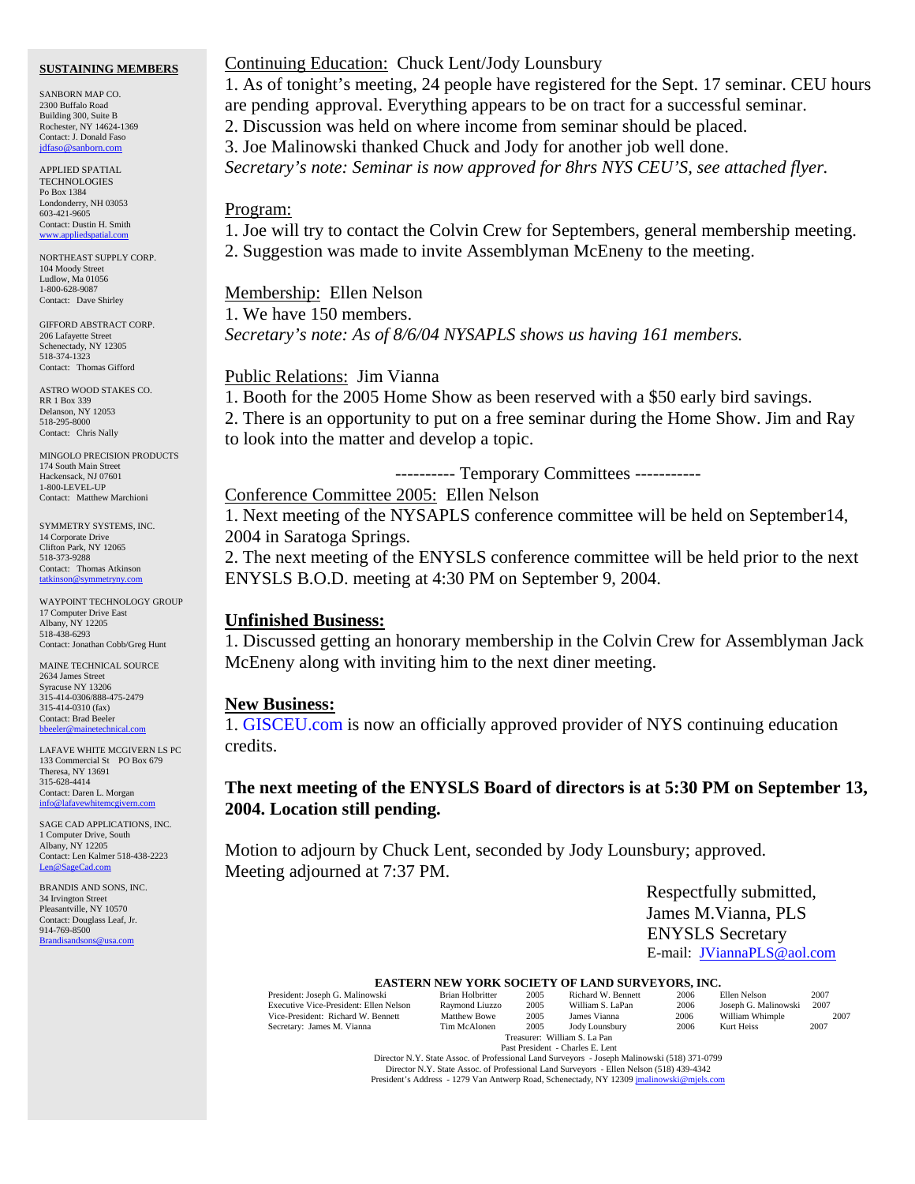**SUSTAINING MEMBERS**

SANBORN MAP CO.
2300 Buffalo Road
Building 300, Suite B
Rochester, NY 14624-1369
Contact: J. Donald Faso
jdfaso@sanborn.com

APPLIED SPATIAL TECHNOLOGIES
Po Box 1384
Londonderry, NH 03053
603-421-9605
Contact: Dustin H. Smith
www.appliedspatial.com

NORTHEAST SUPPLY CORP.
104 Moody Street
Ludlow, Ma 01056
1-800-628-9087
Contact: Dave Shirley

GIFFORD ABSTRACT CORP.
206 Lafayette Street
Schenectady, NY 12305
518-374-1323
Contact: Thomas Gifford

ASTRO WOOD STAKES CO.
RR 1 Box 339
Delanson, NY 12053
518-295-8000
Contact: Chris Nally

MINGOLO PRECISION PRODUCTS
174 South Main Street
Hackensack, NJ 07601
1-800-LEVEL-UP
Contact: Matthew Marchioni

SYMMETRY SYSTEMS, INC.
14 Corporate Drive
Clifton Park, NY 12065
518-373-9288
Contact: Thomas Atkinson
tatkinson@symmetryny.com

WAYPOINT TECHNOLOGY GROUP
17 Computer Drive East
Albany, NY 12205
518-438-6293
Contact: Jonathan Cobb/Greg Hunt

MAINE TECHNICAL SOURCE
2634 James Street
Syracuse NY 13206
315-414-0306/888-475-2479
315-414-0310 (fax)
Contact: Brad Beeler
bbeeler@mainetechnical.com

LAFAVE WHITE MCGIVERN LS PC
133 Commercial St PO Box 679
Theresa, NY 13691
315-628-4414
Contact: Daren L. Morgan
info@lafavewhitemcgivern.com

SAGE CAD APPLICATIONS, INC.
1 Computer Drive, South
Albany, NY 12205
Contact: Len Kalmer 518-438-2223
Len@SageCad.com

BRANDIS AND SONS, INC.
34 Irvington Street
Pleasantville, NY 10570
Contact: Douglass Leaf, Jr.
914-769-8500
Brandisandsons@usa.com

Continuing Education: Chuck Lent/Jody Lounsbury

1. As of tonight's meeting, 24 people have registered for the Sept. 17 seminar. CEU hours are pending approval. Everything appears to be on tract for a successful seminar.
2. Discussion was held on where income from seminar should be placed.
3. Joe Malinowski thanked Chuck and Jody for another job well done.

*Secretary's note: Seminar is now approved for 8hrs NYS CEU'S, see attached flyer.*

Program:

1. Joe will try to contact the Colvin Crew for Septembers, general membership meeting.
2. Suggestion was made to invite Assemblyman McEneny to the meeting.

Membership: Ellen Nelson

1. We have 150 members.

*Secretary's note: As of 8/6/04 NYSAPLS shows us having 161 members.*

Public Relations: Jim Vianna

1. Booth for the 2005 Home Show as been reserved with a $50 early bird savings.
2. There is an opportunity to put on a free seminar during the Home Show. Jim and Ray to look into the matter and develop a topic.

---------- Temporary Committees -----------

Conference Committee 2005: Ellen Nelson

1. Next meeting of the NYSAPLS conference committee will be held on September14, 2004 in Saratoga Springs.
2. The next meeting of the ENYSLS conference committee will be held prior to the next ENYSLS B.O.D. meeting at 4:30 PM on September 9, 2004.

**Unfinished Business:**

1. Discussed getting an honorary membership in the Colvin Crew for Assemblyman Jack McEneny along with inviting him to the next diner meeting.

**New Business:**

1. GISCEU.com is now an officially approved provider of NYS continuing education credits.

**The next meeting of the ENYSLS Board of directors is at 5:30 PM on September 13, 2004. Location still pending.**

Motion to adjourn by Chuck Lent, seconded by Jody Lounsbury; approved.
Meeting adjourned at 7:37 PM.

Respectfully submitted,
James M.Vianna, PLS
ENYSLS Secretary
E-mail: JViannaPLS@aol.com

**EASTERN NEW YORK SOCIETY OF LAND SURVEYORS, INC.**

| | | | | | | | |
|---|---|---|---|---|---|---|---|
| President: Joseph G. Malinowski | Brian Holbritter | 2005 | Richard W. Bennett | 2006 | Ellen Nelson | 2007 |
| Executive Vice-President: Ellen Nelson | Raymond Liuzzo | 2005 | William S. LaPan | 2006 | Joseph G. Malinowski | 2007 |
| Vice-President: Richard W. Bennett | Matthew Bowe | 2005 | James Vianna | 2006 | William Whimple | 2007 |
| Secretary: James M. Vianna | Tim McAlonen | 2005 | Jody Lounsbury | 2006 | Kurt Heiss | 2007 |

Treasurer: William S. La Pan
Past President - Charles E. Lent
Director N.Y. State Assoc. of Professional Land Surveyors - Joseph Malinowski (518) 371-0799
Director N.Y. State Assoc. of Professional Land Surveyors - Ellen Nelson (518) 439-4342
President's Address - 1279 Van Antwerp Road, Schenectady, NY 12309 jmalinowski@mjels.com